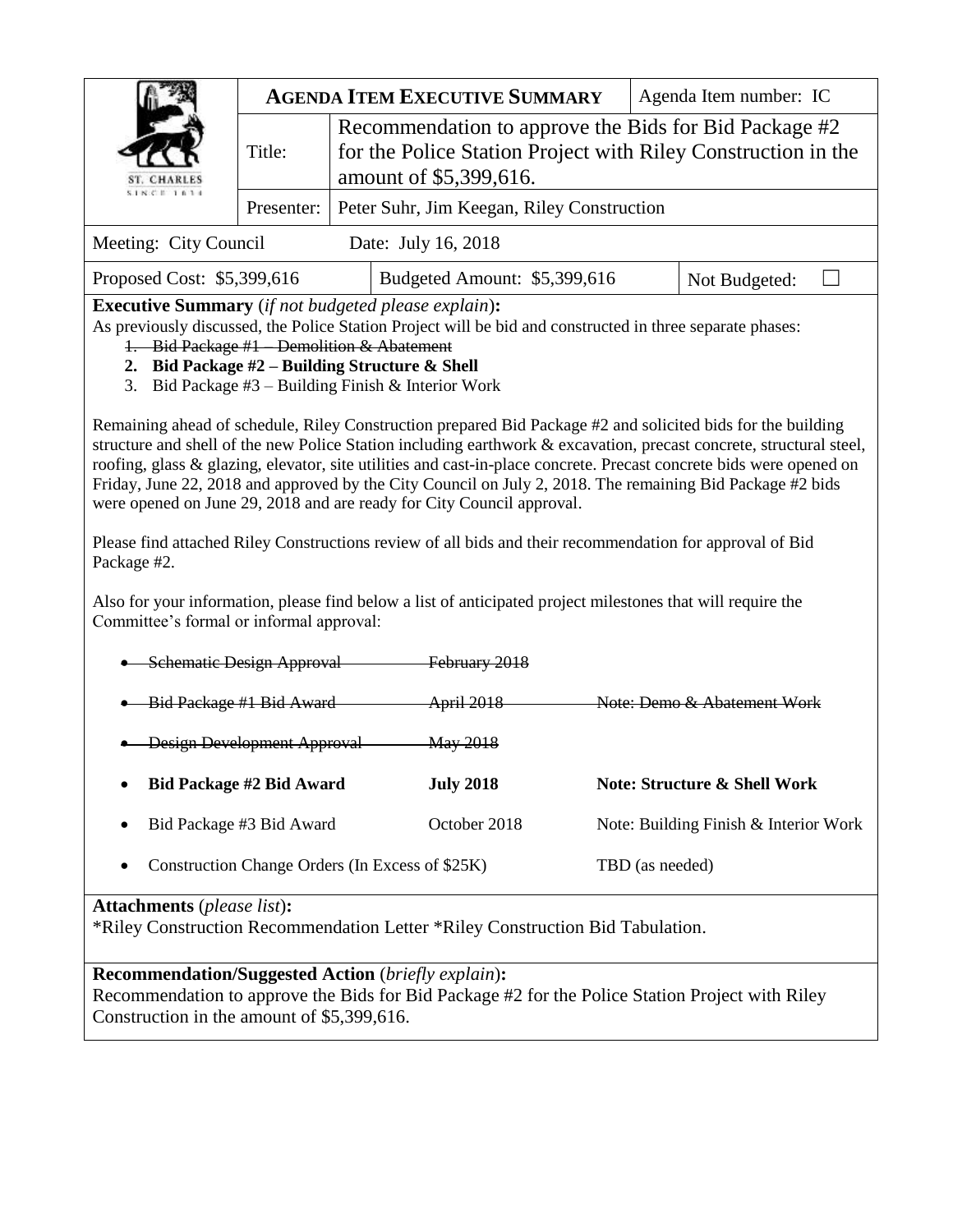| ST. CHARLES SINCE 1834 | **AGENDA ITEM EXECUTIVE SUMMARY** | | Agenda Item number: IC |
|---|---|---|---|
| | Title: | Recommendation to approve the Bids for Bid Package #2 for the Police Station Project with Riley Construction in the amount of $5,399,616. | |
| | Presenter: | Peter Suhr, Jim Keegan, Riley Construction | |

| Meeting: City Council | Date: July 16, 2018 | |
|---|---|---|
| Proposed Cost: $5,399,616 | Budgeted Amount: $5,399,616 | Not Budgeted: ☐ |

**Executive Summary** (*if not budgeted please explain*)**:**

As previously discussed, the Police Station Project will be bid and constructed in three separate phases:

1. ~~Bid Package #1 – Demolition & Abatement~~
2. **Bid Package #2 – Building Structure & Shell**
3. Bid Package #3 – Building Finish & Interior Work

Remaining ahead of schedule, Riley Construction prepared Bid Package #2 and solicited bids for the building structure and shell of the new Police Station including earthwork & excavation, precast concrete, structural steel, roofing, glass & glazing, elevator, site utilities and cast-in-place concrete. Precast concrete bids were opened on Friday, June 22, 2018 and approved by the City Council on July 2, 2018. The remaining Bid Package #2 bids were opened on June 29, 2018 and are ready for City Council approval.

Please find attached Riley Constructions review of all bids and their recommendation for approval of Bid Package #2.

Also for your information, please find below a list of anticipated project milestones that will require the Committee's formal or informal approval:

- ~~Schematic Design Approval — February 2018~~
- ~~Bid Package #1 Bid Award — April 2018 — Note: Demo & Abatement Work~~
- ~~Design Development Approval — May 2018~~
- **Bid Package #2 Bid Award — July 2018 — Note: Structure & Shell Work**
- Bid Package #3 Bid Award — October 2018 — Note: Building Finish & Interior Work
- Construction Change Orders (In Excess of $25K) — TBD (as needed)

**Attachments** (*please list*)**:**

*Riley Construction Recommendation Letter *Riley Construction Bid Tabulation.

**Recommendation/Suggested Action** (*briefly explain*)**:**

Recommendation to approve the Bids for Bid Package #2 for the Police Station Project with Riley Construction in the amount of $5,399,616.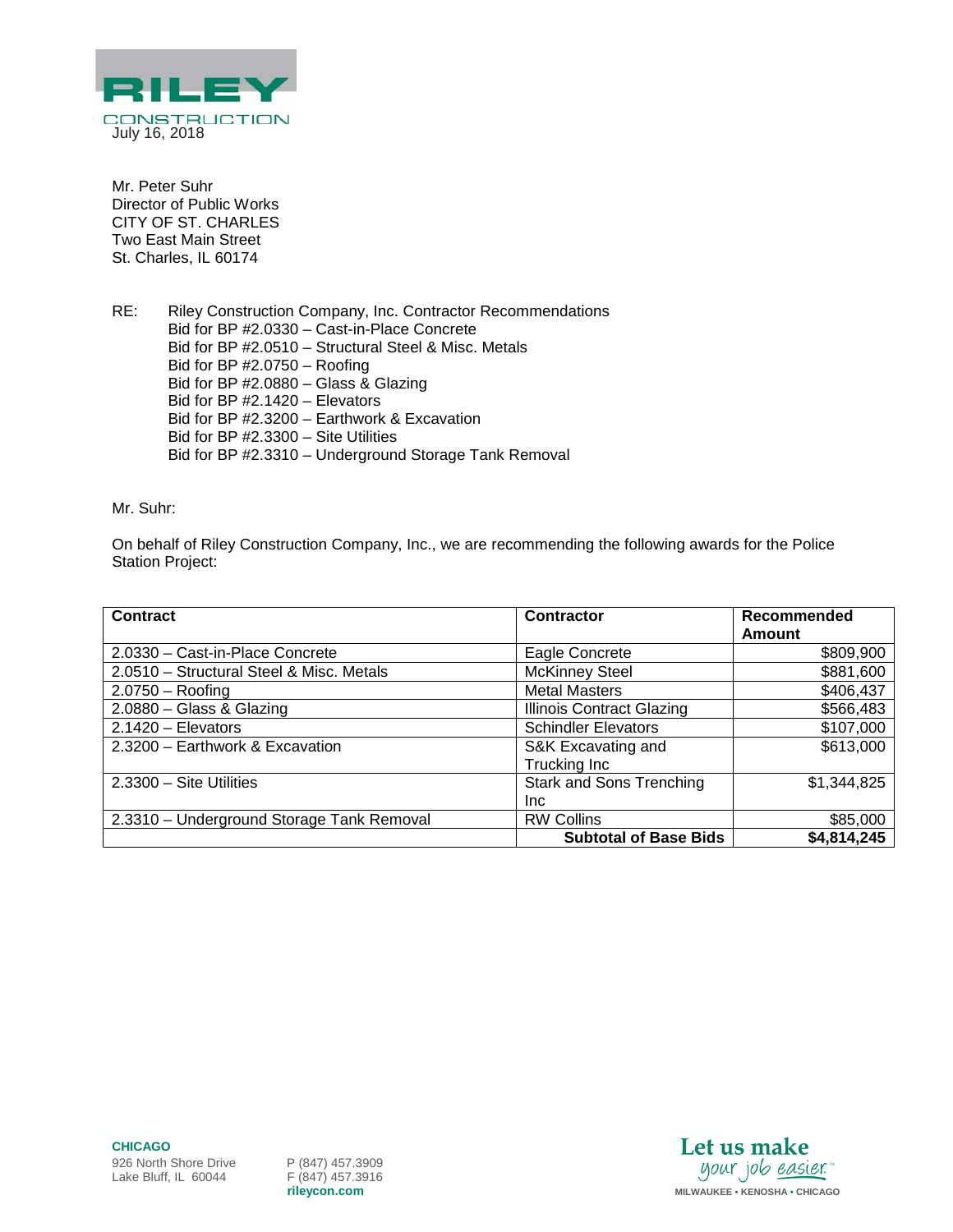July 16, 2018

Mr. Peter Suhr
Director of Public Works
CITY OF ST. CHARLES
Two East Main Street
St. Charles, IL 60174

RE: Riley Construction Company, Inc. Contractor Recommendations
Bid for BP #2.0330 – Cast-in-Place Concrete
Bid for BP #2.0510 – Structural Steel & Misc. Metals
Bid for BP #2.0750 – Roofing
Bid for BP #2.0880 – Glass & Glazing
Bid for BP #2.1420 – Elevators
Bid for BP #2.3200 – Earthwork & Excavation
Bid for BP #2.3300 – Site Utilities
Bid for BP #2.3310 – Underground Storage Tank Removal

Mr. Suhr:

On behalf of Riley Construction Company, Inc., we are recommending the following awards for the Police Station Project:

| Contract | Contractor | Recommended Amount |
|---|---|---|
| 2.0330 – Cast-in-Place Concrete | Eagle Concrete | $809,900 |
| 2.0510 – Structural Steel & Misc. Metals | McKinney Steel | $881,600 |
| 2.0750 – Roofing | Metal Masters | $406,437 |
| 2.0880 – Glass & Glazing | Illinois Contract Glazing | $566,483 |
| 2.1420 – Elevators | Schindler Elevators | $107,000 |
| 2.3200 – Earthwork & Excavation | S&K Excavating and Trucking Inc | $613,000 |
| 2.3300 – Site Utilities | Stark and Sons Trenching Inc | $1,344,825 |
| 2.3310 – Underground Storage Tank Removal | RW Collins | $85,000 |
| | **Subtotal of Base Bids** | **$4,814,245** |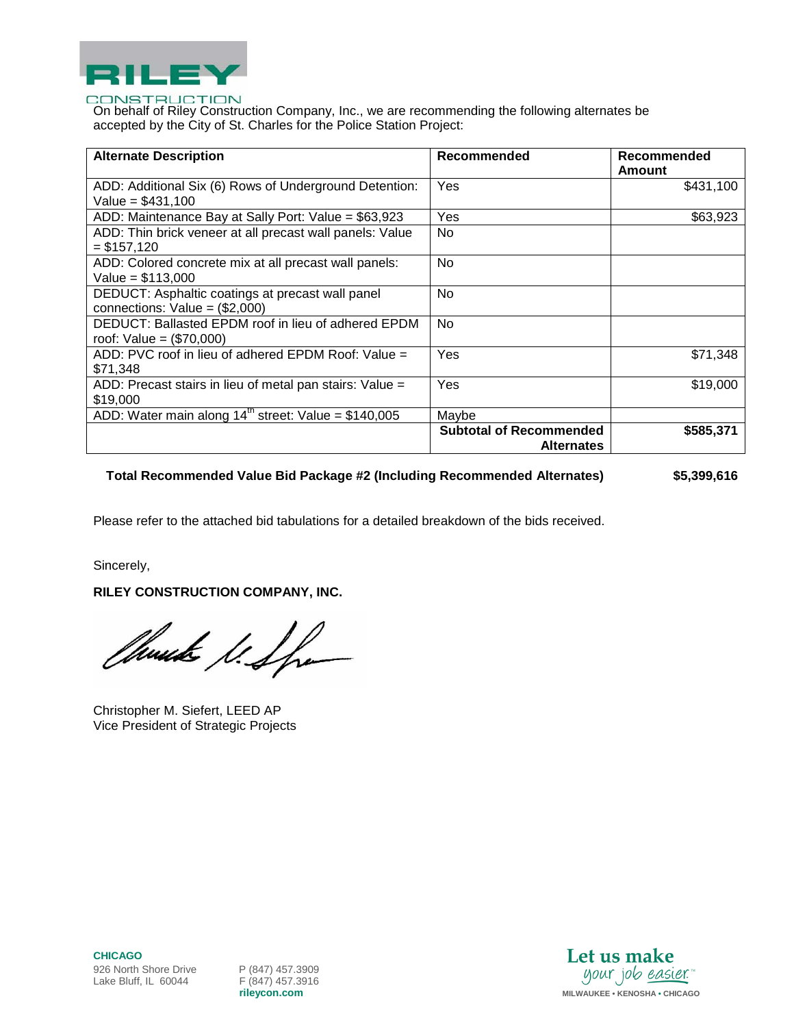On behalf of Riley Construction Company, Inc., we are recommending the following alternates be accepted by the City of St. Charles for the Police Station Project:

| Alternate Description | Recommended | Recommended Amount |
|---|---|---|
| ADD: Additional Six (6) Rows of Underground Detention: Value = $431,100 | Yes | $431,100 |
| ADD: Maintenance Bay at Sally Port: Value = $63,923 | Yes | $63,923 |
| ADD: Thin brick veneer at all precast wall panels: Value = $157,120 | No | |
| ADD: Colored concrete mix at all precast wall panels: Value = $113,000 | No | |
| DEDUCT: Asphaltic coatings at precast wall panel connections: Value = ($2,000) | No | |
| DEDUCT: Ballasted EPDM roof in lieu of adhered EPDM roof: Value = ($70,000) | No | |
| ADD: PVC roof in lieu of adhered EPDM Roof: Value = $71,348 | Yes | $71,348 |
| ADD: Precast stairs in lieu of metal pan stairs: Value = $19,000 | Yes | $19,000 |
| ADD: Water main along 14th street: Value = $140,005 | Maybe | |
| | **Subtotal of Recommended Alternates** | **$585,371** |

**Total Recommended Value Bid Package #2 (Including Recommended Alternates) $5,399,616**

Please refer to the attached bid tabulations for a detailed breakdown of the bids received.

Sincerely,

**RILEY CONSTRUCTION COMPANY, INC.**

Christopher M. Siefert, LEED AP
Vice President of Strategic Projects

**CHICAGO**
926 North Shore Drive
Lake Bluff, IL 60044

P (847) 457.3909
F (847) 457.3916
**rileycon.com**

Let us make your job easier.™
MILWAUKEE • KENOSHA • CHICAGO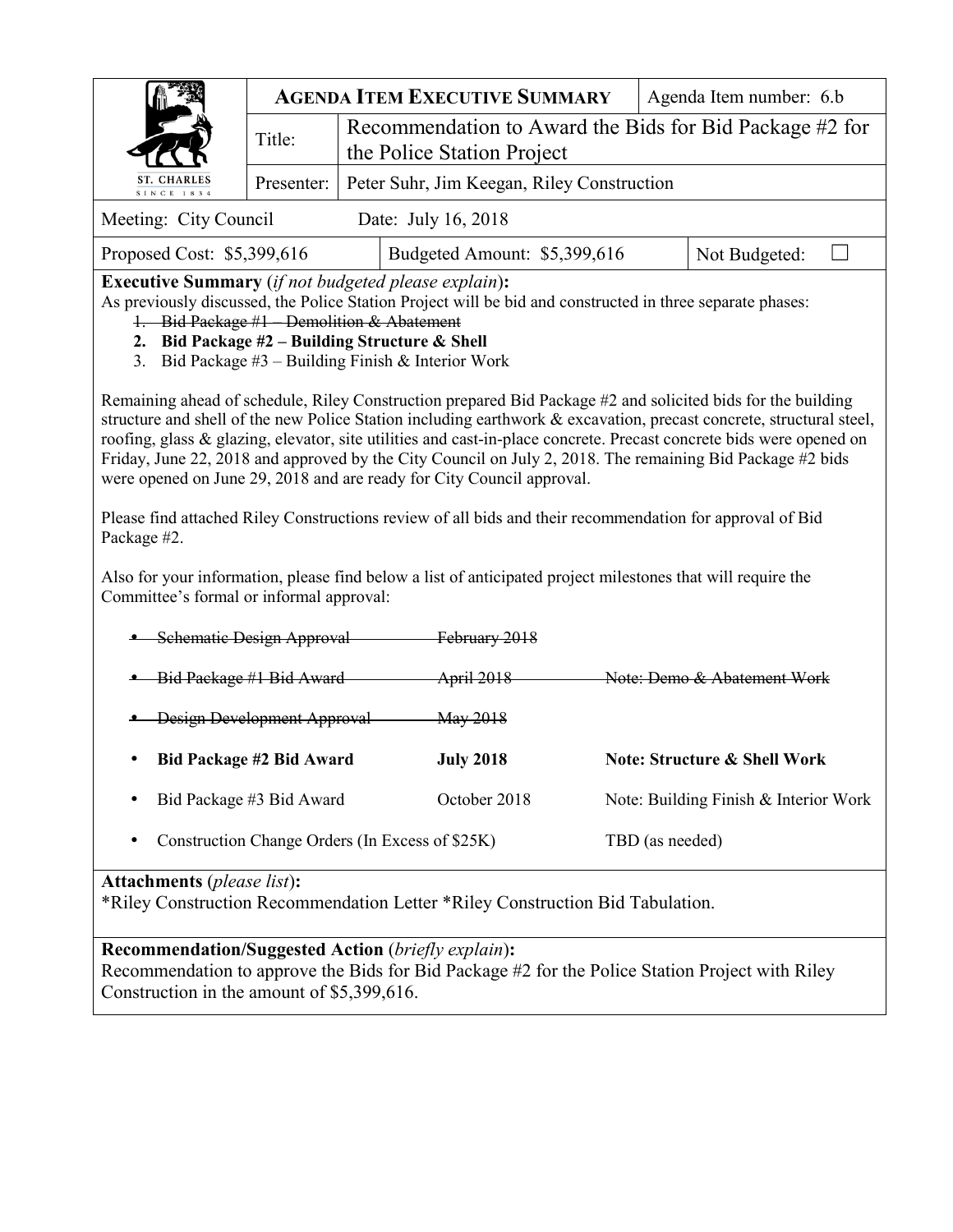| ST. CHARLES SINCE 1834 | **AGENDA ITEM EXECUTIVE SUMMARY** | | Agenda Item number: 6.b |
|---|---|---|---|
| | Title: | Recommendation to Award the Bids for Bid Package #2 for the Police Station Project | |
| | Presenter: | Peter Suhr, Jim Keegan, Riley Construction | |

Meeting: City Council Date: July 16, 2018

| Proposed Cost: $5,399,616 | Budgeted Amount: $5,399,616 | Not Budgeted: ☐ |
|---|---|---|

**Executive Summary** (*if not budgeted please explain*)**:**

As previously discussed, the Police Station Project will be bid and constructed in three separate phases:

1. ~~Bid Package #1 – Demolition & Abatement~~
2. **Bid Package #2 – Building Structure & Shell**
3. Bid Package #3 – Building Finish & Interior Work

Remaining ahead of schedule, Riley Construction prepared Bid Package #2 and solicited bids for the building structure and shell of the new Police Station including earthwork & excavation, precast concrete, structural steel, roofing, glass & glazing, elevator, site utilities and cast-in-place concrete. Precast concrete bids were opened on Friday, June 22, 2018 and approved by the City Council on July 2, 2018. The remaining Bid Package #2 bids were opened on June 29, 2018 and are ready for City Council approval.

Please find attached Riley Constructions review of all bids and their recommendation for approval of Bid Package #2.

Also for your information, please find below a list of anticipated project milestones that will require the Committee's formal or informal approval:

- ~~Schematic Design Approval — February 2018~~
- ~~Bid Package #1 Bid Award — April 2018 — Note: Demo & Abatement Work~~
- ~~Design Development Approval — May 2018~~
- **Bid Package #2 Bid Award — July 2018 — Note: Structure & Shell Work**
- Bid Package #3 Bid Award — October 2018 — Note: Building Finish & Interior Work
- Construction Change Orders (In Excess of $25K) — TBD (as needed)

**Attachments** (*please list*)**:**

*Riley Construction Recommendation Letter *Riley Construction Bid Tabulation.

**Recommendation/Suggested Action** (*briefly explain*)**:**

Recommendation to approve the Bids for Bid Package #2 for the Police Station Project with Riley Construction in the amount of $5,399,616.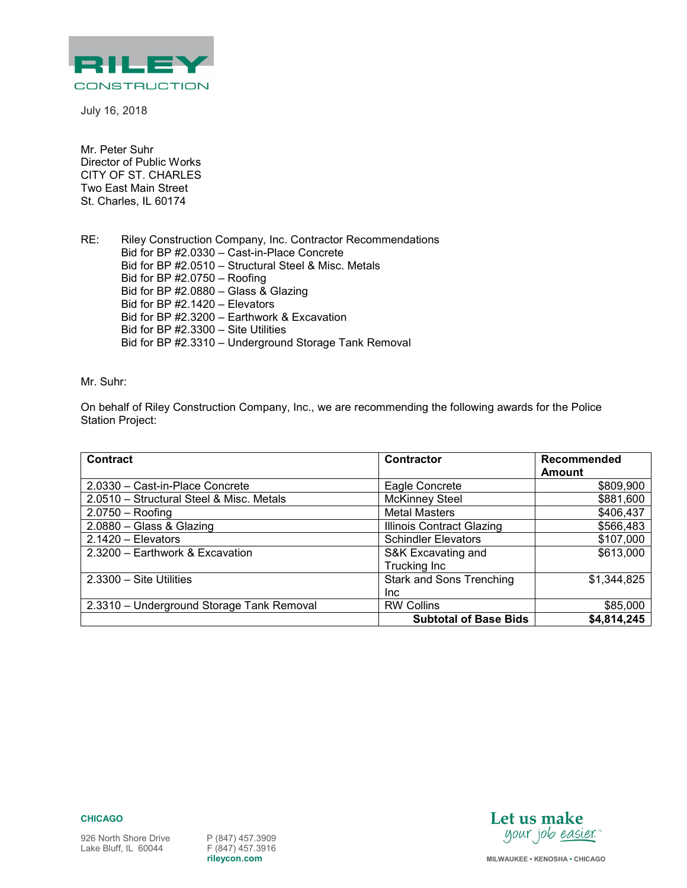RILEY CONSTRUCTION

July 16, 2018

Mr. Peter Suhr
Director of Public Works
CITY OF ST. CHARLES
Two East Main Street
St. Charles, IL 60174

RE: Riley Construction Company, Inc. Contractor Recommendations
Bid for BP #2.0330 – Cast-in-Place Concrete
Bid for BP #2.0510 – Structural Steel & Misc. Metals
Bid for BP #2.0750 – Roofing
Bid for BP #2.0880 – Glass & Glazing
Bid for BP #2.1420 – Elevators
Bid for BP #2.3200 – Earthwork & Excavation
Bid for BP #2.3300 – Site Utilities
Bid for BP #2.3310 – Underground Storage Tank Removal

Mr. Suhr:

On behalf of Riley Construction Company, Inc., we are recommending the following awards for the Police Station Project:

| Contract | Contractor | Recommended Amount |
|---|---|---|
| 2.0330 – Cast-in-Place Concrete | Eagle Concrete | $809,900 |
| 2.0510 – Structural Steel & Misc. Metals | McKinney Steel | $881,600 |
| 2.0750 – Roofing | Metal Masters | $406,437 |
| 2.0880 – Glass & Glazing | Illinois Contract Glazing | $566,483 |
| 2.1420 – Elevators | Schindler Elevators | $107,000 |
| 2.3200 – Earthwork & Excavation | S&K Excavating and Trucking Inc | $613,000 |
| 2.3300 – Site Utilities | Stark and Sons Trenching Inc | $1,344,825 |
| 2.3310 – Underground Storage Tank Removal | RW Collins | $85,000 |
| | **Subtotal of Base Bids** | **$4,814,245** |

**CHICAGO**

926 North Shore Drive
Lake Bluff, IL 60044

P (847) 457.3909
F (847) 457.3916
rileycon.com

Let us make your job easier.™

MILWAUKEE • KENOSHA • CHICAGO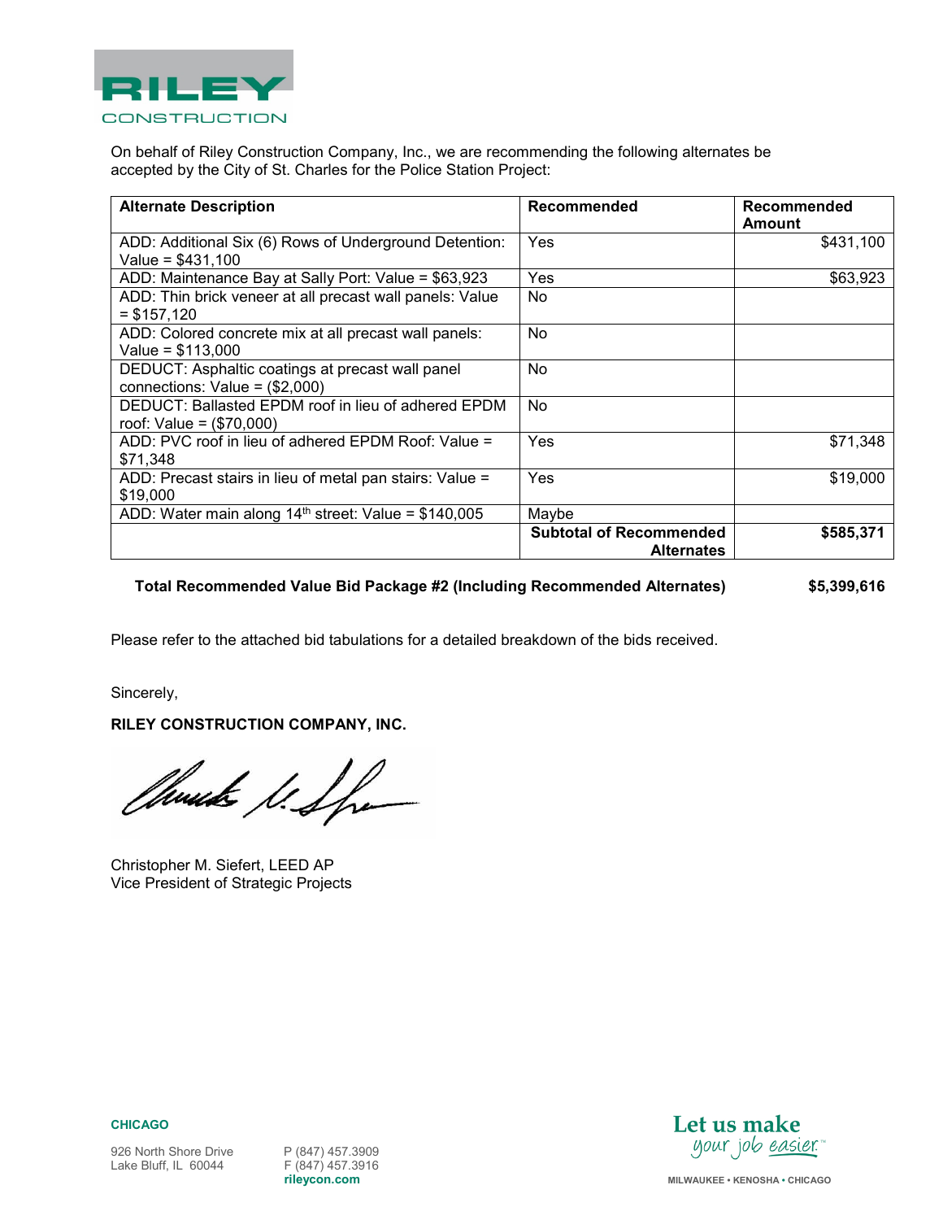RILEY CONSTRUCTION

On behalf of Riley Construction Company, Inc., we are recommending the following alternates be accepted by the City of St. Charles for the Police Station Project:

| Alternate Description | Recommended | Recommended Amount |
|---|---|---|
| ADD: Additional Six (6) Rows of Underground Detention: Value = $431,100 | Yes | $431,100 |
| ADD: Maintenance Bay at Sally Port: Value = $63,923 | Yes | $63,923 |
| ADD: Thin brick veneer at all precast wall panels: Value = $157,120 | No | |
| ADD: Colored concrete mix at all precast wall panels: Value = $113,000 | No | |
| DEDUCT: Asphaltic coatings at precast wall panel connections: Value = ($2,000) | No | |
| DEDUCT: Ballasted EPDM roof in lieu of adhered EPDM roof: Value = ($70,000) | No | |
| ADD: PVC roof in lieu of adhered EPDM Roof: Value = $71,348 | Yes | $71,348 |
| ADD: Precast stairs in lieu of metal pan stairs: Value = $19,000 | Yes | $19,000 |
| ADD: Water main along 14th street: Value = $140,005 | Maybe | |
| | **Subtotal of Recommended Alternates** | **$585,371** |

**Total Recommended Value Bid Package #2 (Including Recommended Alternates) $5,399,616**

Please refer to the attached bid tabulations for a detailed breakdown of the bids received.

Sincerely,

**RILEY CONSTRUCTION COMPANY, INC.**

Christopher M. Siefert, LEED AP
Vice President of Strategic Projects

**CHICAGO**

926 North Shore Drive
Lake Bluff, IL 60044

P (847) 457.3909
F (847) 457.3916
rileycon.com

Let us make your job easier.™

MILWAUKEE • KENOSHA • CHICAGO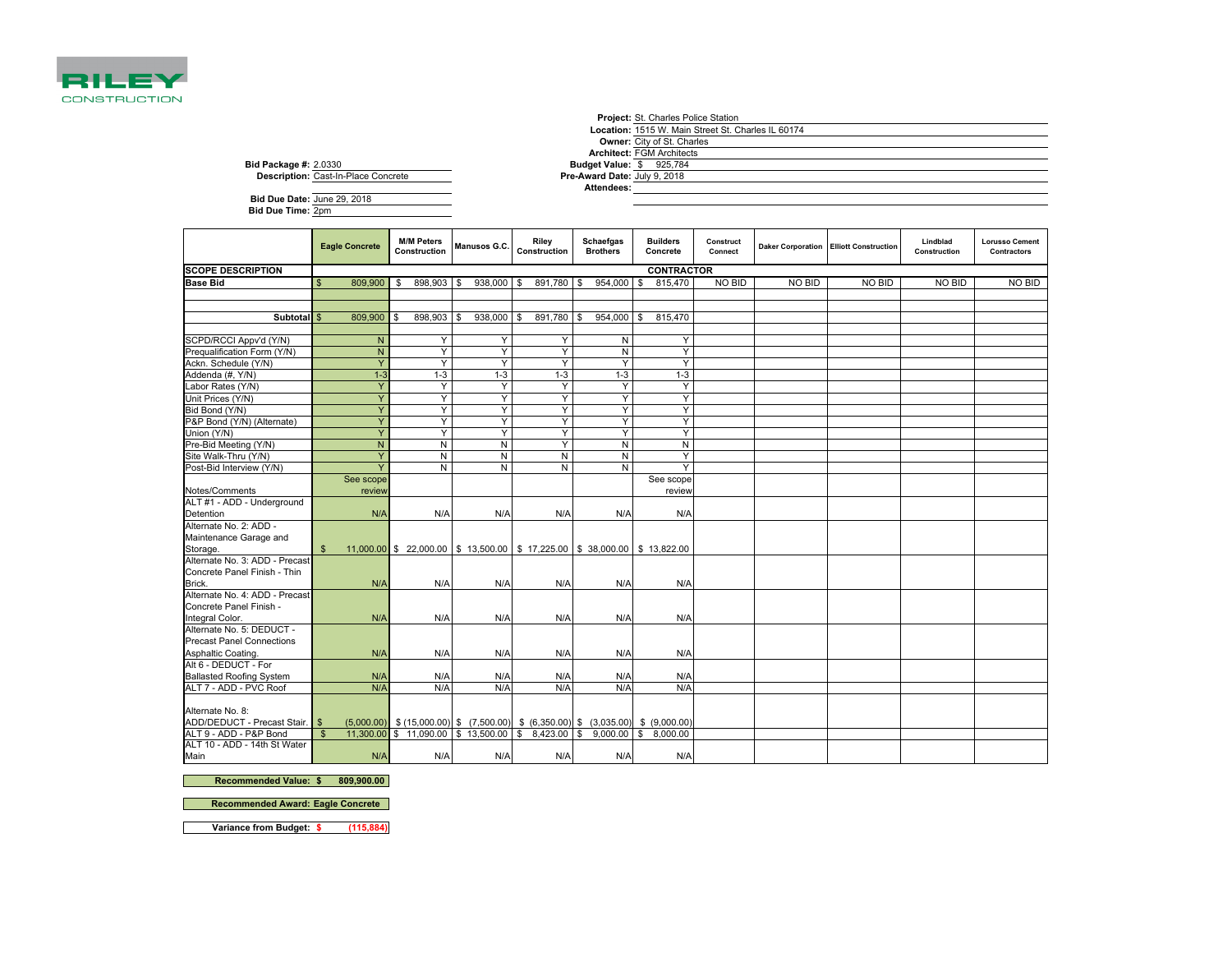RILEY CONSTRUCTION

**Project:** St. Charles Police Station
**Location:** 1515 W. Main Street St. Charles IL 60174
**Owner:** City of St. Charles
**Architect:** FGM Architects
**Budget Value:** $ 925,784
**Pre-Award Date:** July 9, 2018
**Attendees:**

**Bid Package #:** 2.0330
**Description:** Cast-In-Place Concrete

**Bid Due Date:** June 29, 2018
**Bid Due Time:** 2pm

| | Eagle Concrete | M/M Peters Construction | Manusos G.C. | Riley Construction | Schaefgas Brothers | Builders Concrete | Construct Connect | Daker Corporation | Elliott Construction | Lindblad Construction | Lorusso Cement Contractors |
|---|---|---|---|---|---|---|---|---|---|---|---|
| **SCOPE DESCRIPTION** | **CONTRACTOR** | | | | | | | | | | |
| **Base Bid** | $ 809,900 | $ 898,903 | $ 938,000 | $ 891,780 | $ 954,000 | $ 815,470 | NO BID | NO BID | NO BID | NO BID | NO BID |
| | | | | | | | | | | | |
| | | | | | | | | | | | |
| **Subtotal** | $ 809,900 | $ 898,903 | $ 938,000 | $ 891,780 | $ 954,000 | $ 815,470 | | | | | |
| | | | | | | | | | | | |
| SCPD/RCCI Appv'd (Y/N) | N | Y | Y | Y | N | Y | | | | | |
| Prequalification Form (Y/N) | N | Y | Y | Y | N | Y | | | | | |
| Ackn. Schedule (Y/N) | Y | Y | Y | Y | Y | Y | | | | | |
| Addenda (#, Y/N) | 1-3 | 1-3 | 1-3 | 1-3 | 1-3 | 1-3 | | | | | |
| Labor Rates (Y/N) | Y | Y | Y | Y | Y | Y | | | | | |
| Unit Prices (Y/N) | Y | Y | Y | Y | Y | Y | | | | | |
| Bid Bond (Y/N) | Y | Y | Y | Y | Y | Y | | | | | |
| P&P Bond (Y/N) (Alternate) | Y | Y | Y | Y | Y | Y | | | | | |
| Union (Y/N) | Y | Y | Y | Y | Y | Y | | | | | |
| Pre-Bid Meeting (Y/N) | N | N | N | Y | N | N | | | | | |
| Site Walk-Thru (Y/N) | Y | N | N | N | N | Y | | | | | |
| Post-Bid Interview (Y/N) | Y | N | N | N | N | Y | | | | | |
| Notes/Comments | See scope review | | | | | See scope review | | | | | |
| ALT #1 - ADD - Underground Detention | N/A | N/A | N/A | N/A | N/A | N/A | | | | | |
| Alternate No. 2: ADD - Maintenance Garage and Storage. | $ 11,000.00 | $ 22,000.00 | $ 13,500.00 | $ 17,225.00 | $ 38,000.00 | $ 13,822.00 | | | | | |
| Alternate No. 3: ADD - Precast Concrete Panel Finish - Thin Brick. | N/A | N/A | N/A | N/A | N/A | N/A | | | | | |
| Alternate No. 4: ADD - Precast Concrete Panel Finish - Integral Color. | N/A | N/A | N/A | N/A | N/A | N/A | | | | | |
| Alternate No. 5: DEDUCT - Precast Panel Connections Asphaltic Coating. | N/A | N/A | N/A | N/A | N/A | N/A | | | | | |
| Alt 6 - DEDUCT - For Ballasted Roofing System | N/A | N/A | N/A | N/A | N/A | N/A | | | | | |
| ALT 7 - ADD - PVC Roof | N/A | N/A | N/A | N/A | N/A | N/A | | | | | |
| Alternate No. 8: ADD/DEDUCT - Precast Stair. | $ (5,000.00) | $ (15,000.00) | $ (7,500.00) | $ (6,350.00) | $ (3,035.00) | $ (9,000.00) | | | | | |
| ALT 9 - ADD - P&P Bond | $ 11,300.00 | $ 11,090.00 | $ 13,500.00 | $ 8,423.00 | $ 9,000.00 | $ 8,000.00 | | | | | |
| ALT 10 - ADD - 14th St Water Main | N/A | N/A | N/A | N/A | N/A | N/A | | | | | |

**Recommended Value: $ 809,900.00**

**Recommended Award: Eagle Concrete**

**Variance from Budget: $ (115,884)**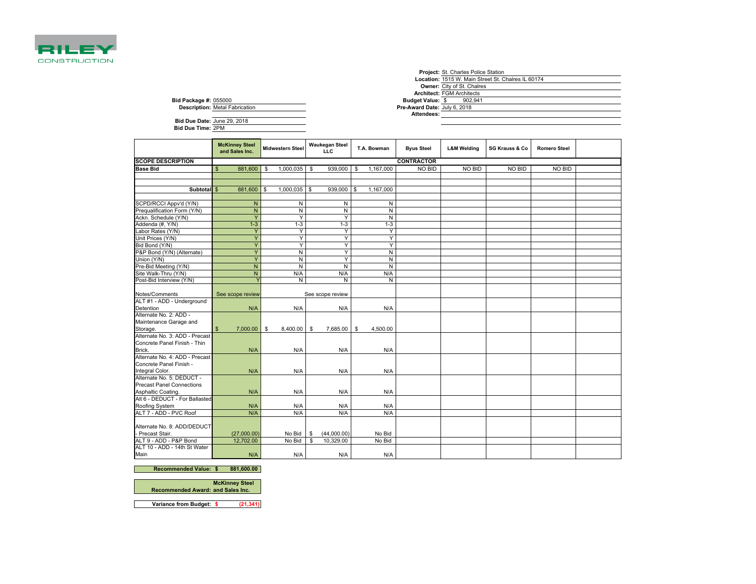**RILEY**
CONSTRUCTION

**Project:** St. Charles Police Station
**Location:** 1515 W. Main Street St. Chalres IL 60174
**Owner:** City of St. Chalres
**Architect:** FGM Architects
**Budget Value:** $ 902,941
**Pre-Award Date:** July 6, 2018
**Attendees:**

**Bid Package #:** 055000
**Description:** Metal Fabrication

**Bid Due Date:** June 29, 2018
**Bid Due Time:** 2PM

| | McKinney Steel and Sales Inc. | Midwestern Steel | Waukegan Steel LLC | T.A. Bowman | Byus Steel | L&M Welding | SG Krauss & Co | Romero Steel | |
|---|---|---|---|---|---|---|---|---|---|
| **SCOPE DESCRIPTION** | | | | | **CONTRACTOR** | | | | |
| **Base Bid** | $ 881,600 | $ 1,000,035 | $ 939,000 | $ 1,167,000 | NO BID | NO BID | NO BID | NO BID | |
| | | | | | | | | | |
| **Subtotal** | $ 881,600 | $ 1,000,035 | $ 939,000 | $ 1,167,000 | | | | | |
| | | | | | | | | | |
| SCPD/RCCI Appv'd (Y/N) | N | N | N | N | | | | | |
| Prequalification Form (Y/N) | N | N | N | N | | | | | |
| Ackn. Schedule (Y/N) | Y | Y | Y | N | | | | | |
| Addenda (#, Y/N) | 1-3 | 1-3 | 1-3 | 1-3 | | | | | |
| Labor Rates (Y/N) | Y | Y | Y | Y | | | | | |
| Unit Prices (Y/N) | Y | Y | Y | Y | | | | | |
| Bid Bond (Y/N) | Y | Y | Y | Y | | | | | |
| P&P Bond (Y/N) (Alternate) | Y | N | Y | N | | | | | |
| Union (Y/N) | Y | N | Y | N | | | | | |
| Pre-Bid Meeting (Y/N) | N | N | N | N | | | | | |
| Site Walk-Thru (Y/N) | N | N/A | N/A | N/A | | | | | |
| Post-Bid Interview (Y/N) | Y | N | N | N | | | | | |
| Notes/Comments | See scope review | | See scope review | | | | | | |
| ALT #1 - ADD - Underground Detention | N/A | N/A | N/A | N/A | | | | | |
| Alternate No. 2: ADD - Maintenance Garage and Storage. | $ 7,000.00 | $ 8,400.00 | $ 7,685.00 | $ 4,500.00 | | | | | |
| Alternate No. 3: ADD - Precast Concrete Panel Finish - Thin Brick. | N/A | N/A | N/A | N/A | | | | | |
| Alternate No. 4: ADD - Precast Concrete Panel Finish - Integral Color. | N/A | N/A | N/A | N/A | | | | | |
| Alternate No. 5: DEDUCT - Precast Panel Connections Asphaltic Coating. | N/A | N/A | N/A | N/A | | | | | |
| Alt 6 - DEDUCT - For Ballasted Roofing System | N/A | N/A | N/A | N/A | | | | | |
| ALT 7 - ADD - PVC Roof | N/A | N/A | N/A | N/A | | | | | |
| Alternate No. 8: ADD/DEDUCT - Precast Stair. | (27,000.00) | No Bid | $ (44,000.00) | No Bid | | | | | |
| ALT 9 - ADD - P&P Bond | 12,702.00 | No Bid | $ 10,329.00 | No Bid | | | | | |
| ALT 10 - ADD - 14th St Water Main | N/A | N/A | N/A | N/A | | | | | |

**Recommended Value:** $ 881,600.00

**Recommended Award:** McKinney Steel and Sales Inc.

**Variance from Budget:** $ (21,341)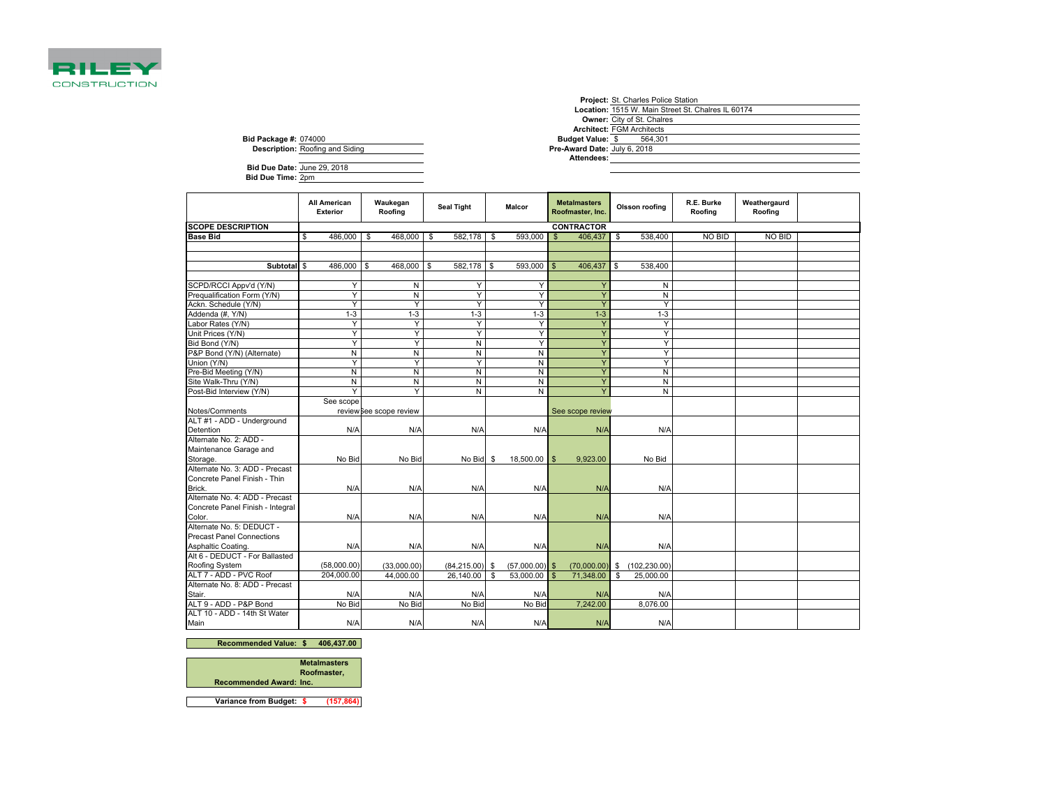RILEY CONSTRUCTION

**Project:** St. Charles Police Station
**Location:** 1515 W. Main Street St. Chalres IL 60174
**Owner:** City of St. Chalres
**Architect:** FGM Architects
**Budget Value:** $ 564,301
**Pre-Award Date:** July 6, 2018
**Attendees:**

**Bid Package #:** 074000
**Description:** Roofing and Siding

**Bid Due Date:** June 29, 2018
**Bid Due Time:** 2pm

| SCOPE DESCRIPTION | All American Exterior | Waukegan Roofing | Seal Tight | Malcor | Metalmasters Roofmaster, Inc. | Olsson roofing | R.E. Burke Roofing | Weathergaurd Roofing | |
|---|---|---|---|---|---|---|---|---|---|
| | CONTRACTOR | | | | | | | | |
| **Base Bid** | $ 486,000 | $ 468,000 | $ 582,178 | $ 593,000 | $ 406,437 | $ 538,400 | NO BID | NO BID | |
| | | | | | | | | | |
| **Subtotal** | $ 486,000 | $ 468,000 | $ 582,178 | $ 593,000 | $ 406,437 | $ 538,400 | | | |
| | | | | | | | | | |
| SCPD/RCCI Appv'd (Y/N) | Y | N | Y | Y | Y | N | | | |
| Prequalification Form (Y/N) | Y | N | Y | Y | Y | N | | | |
| Ackn. Schedule (Y/N) | Y | Y | Y | Y | Y | Y | | | |
| Addenda (#, Y/N) | 1-3 | 1-3 | 1-3 | 1-3 | 1-3 | 1-3 | | | |
| Labor Rates (Y/N) | Y | Y | Y | Y | Y | Y | | | |
| Unit Prices (Y/N) | Y | Y | Y | Y | Y | Y | | | |
| Bid Bond (Y/N) | Y | Y | N | Y | Y | Y | | | |
| P&P Bond (Y/N) (Alternate) | N | N | N | N | Y | Y | | | |
| Union (Y/N) | Y | Y | Y | N | Y | Y | | | |
| Pre-Bid Meeting (Y/N) | N | N | N | N | Y | N | | | |
| Site Walk-Thru (Y/N) | N | N | N | N | Y | N | | | |
| Post-Bid Interview (Y/N) | Y | Y | N | N | Y | N | | | |
| Notes/Comments | See scope review | See scope review | | | See scope review | | | | |
| ALT #1 - ADD - Underground Detention | N/A | N/A | N/A | N/A | N/A | N/A | | | |
| Alternate No. 2: ADD - Maintenance Garage and Storage. | No Bid | No Bid | No Bid | $ 18,500.00 | $ 9,923.00 | No Bid | | | |
| Alternate No. 3: ADD - Precast Concrete Panel Finish - Thin Brick. | N/A | N/A | N/A | N/A | N/A | N/A | | | |
| Alternate No. 4: ADD - Precast Concrete Panel Finish - Integral Color. | N/A | N/A | N/A | N/A | N/A | N/A | | | |
| Alternate No. 5: DEDUCT - Precast Panel Connections Asphaltic Coating. | N/A | N/A | N/A | N/A | N/A | N/A | | | |
| Alt 6 - DEDUCT - For Ballasted Roofing System | (58,000.00) | (33,000.00) | (84,215.00) | $ (57,000.00) | $ (70,000.00) | $ (102,230.00) | | | |
| ALT 7 - ADD - PVC Roof | 204,000.00 | 44,000.00 | 26,140.00 | $ 53,000.00 | $ 71,348.00 | $ 25,000.00 | | | |
| Alternate No. 8: ADD - Precast Stair. | N/A | N/A | N/A | N/A | N/A | N/A | | | |
| ALT 9 - ADD - P&P Bond | No Bid | No Bid | No Bid | No Bid | 7,242.00 | 8,076.00 | | | |
| ALT 10 - ADD - 14th St Water Main | N/A | N/A | N/A | N/A | N/A | N/A | | | |

**Recommended Value:** **$ 406,437.00**

**Recommended Award:** **Metalmasters Roofmaster, Inc.**

**Variance from Budget:** **$ (157,864)**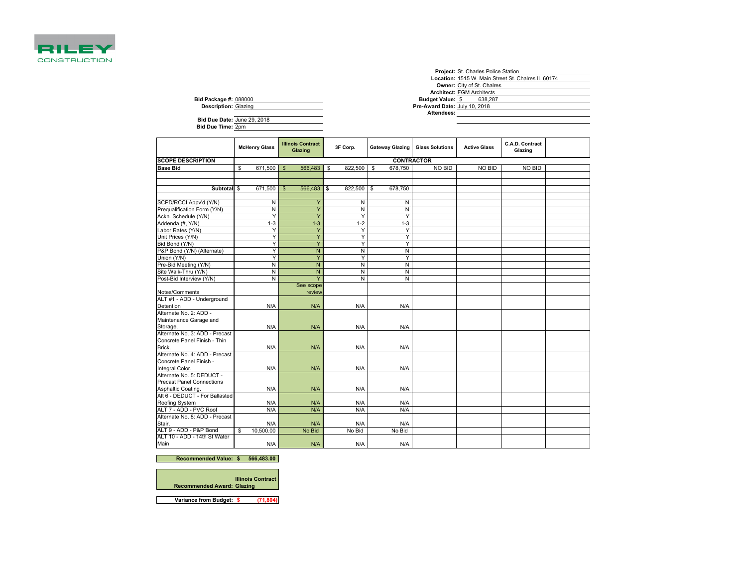RILEY CONSTRUCTION

**Project:** St. Charles Police Station
**Location:** 1515 W. Main Street St. Chalres IL 60174
**Owner:** City of St. Chalres
**Architect:** FGM Architects
**Budget Value:** $ 638,287
**Pre-Award Date:** July 10, 2018
**Attendees:**

**Bid Package #:** 088000
**Description:** Glazing

**Bid Due Date:** June 29, 2018
**Bid Due Time:** 2pm

| | McHenry Glass | Illinois Contract Glazing | 3F Corp. | Gateway Glazing | Glass Solutions | Active Glass | C.A.D. Contract Glazing | |
|---|---|---|---|---|---|---|---|---|
| **SCOPE DESCRIPTION** | | | | CONTRACTOR | | | | |
| **Base Bid** | $ 671,500 | $ 566,483 | $ 822,500 | $ 678,750 | NO BID | NO BID | NO BID | |
| | | | | | | | | |
| | | | | | | | | |
| **Subtotal** | $ 671,500 | $ 566,483 | $ 822,500 | $ 678,750 | | | | |
| | | | | | | | | |
| SCPD/RCCI Appv'd (Y/N) | N | Y | N | N | | | | |
| Prequalification Form (Y/N) | N | Y | N | N | | | | |
| Ackn. Schedule (Y/N) | Y | Y | Y | Y | | | | |
| Addenda (#, Y/N) | 1-3 | 1-3 | 1-2 | 1-3 | | | | |
| Labor Rates (Y/N) | Y | Y | Y | Y | | | | |
| Unit Prices (Y/N) | Y | Y | Y | Y | | | | |
| Bid Bond (Y/N) | Y | Y | Y | Y | | | | |
| P&P Bond (Y/N) (Alternate) | Y | N | N | N | | | | |
| Union (Y/N) | Y | Y | Y | Y | | | | |
| Pre-Bid Meeting (Y/N) | N | N | N | N | | | | |
| Site Walk-Thru (Y/N) | N | N | N | N | | | | |
| Post-Bid Interview (Y/N) | N | Y | N | N | | | | |
| Notes/Comments | | See scope review | | | | | | |
| ALT #1 - ADD - Underground Detention | N/A | N/A | N/A | N/A | | | | |
| Alternate No. 2: ADD - Maintenance Garage and Storage. | N/A | N/A | N/A | N/A | | | | |
| Alternate No. 3: ADD - Precast Concrete Panel Finish - Thin Brick. | N/A | N/A | N/A | N/A | | | | |
| Alternate No. 4: ADD - Precast Concrete Panel Finish - Integral Color. | N/A | N/A | N/A | N/A | | | | |
| Alternate No. 5: DEDUCT - Precast Panel Connections Asphaltic Coating. | N/A | N/A | N/A | N/A | | | | |
| Alt 6 - DEDUCT - For Ballasted Roofing System | N/A | N/A | N/A | N/A | | | | |
| ALT 7 - ADD - PVC Roof | N/A | N/A | N/A | N/A | | | | |
| Alternate No. 8: ADD - Precast Stair. | N/A | N/A | N/A | N/A | | | | |
| ALT 9 - ADD - P&P Bond | $ 10,500.00 | No Bid | No Bid | No Bid | | | | |
| ALT 10 - ADD - 14th St Water Main | N/A | N/A | N/A | N/A | | | | |

| | |
|---|---|
| **Recommended Value:** | **$ 566,483.00** |
| **Recommended Award:** | **Illinois Contract Glazing** |
| **Variance from Budget:** | **$ (71,804)** |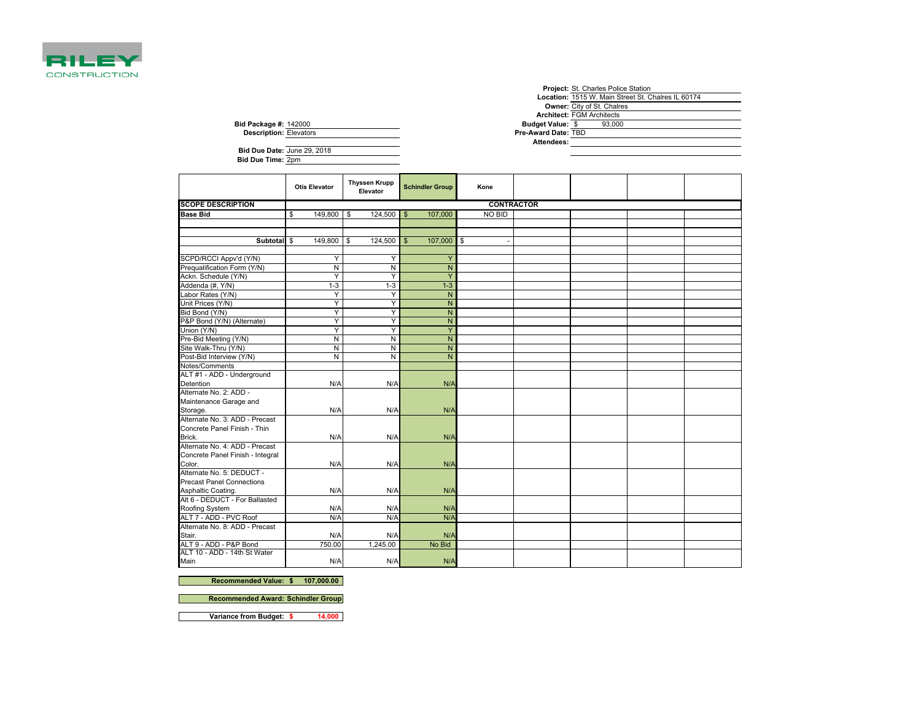RILEY CONSTRUCTION

**Project:** St. Charles Police Station
**Location:** 1515 W. Main Street St. Chalres IL 60174
**Owner:** City of St. Chalres
**Architect:** FGM Architects
**Budget Value:** $ 93,000
**Pre-Award Date:** TBD
**Attendees:**

**Bid Package #:** 142000
**Description:** Elevators

**Bid Due Date:** June 29, 2018
**Bid Due Time:** 2pm

| | Otis Elevator | Thyssen Krupp Elevator | Schindler Group | Kone | | | | |
|---|---|---|---|---|---|---|---|---|
| **SCOPE DESCRIPTION** | | | | **CONTRACTOR** | | | | |
| **Base Bid** | $ 149,800 | $ 124,500 | $ 107,000 | NO BID | | | | |
| | | | | | | | | |
| **Subtotal** | $ 149,800 | $ 124,500 | $ 107,000 | $ - | | | | |
| | | | | | | | | |
| SCPD/RCCI Appv'd (Y/N) | Y | Y | Y | | | | | |
| Prequalification Form (Y/N) | N | N | N | | | | | |
| Ackn. Schedule (Y/N) | Y | Y | Y | | | | | |
| Addenda (#, Y/N) | 1-3 | 1-3 | 1-3 | | | | | |
| Labor Rates (Y/N) | Y | Y | N | | | | | |
| Unit Prices (Y/N) | Y | Y | N | | | | | |
| Bid Bond (Y/N) | Y | Y | N | | | | | |
| P&P Bond (Y/N) (Alternate) | Y | Y | N | | | | | |
| Union (Y/N) | Y | Y | Y | | | | | |
| Pre-Bid Meeting (Y/N) | N | N | N | | | | | |
| Site Walk-Thru (Y/N) | N | N | N | | | | | |
| Post-Bid Interview (Y/N) | N | N | N | | | | | |
| Notes/Comments | | | | | | | | |
| ALT #1 - ADD - Underground Detention | N/A | N/A | N/A | | | | | |
| Alternate No. 2: ADD - Maintenance Garage and Storage. | N/A | N/A | N/A | | | | | |
| Alternate No. 3: ADD - Precast Concrete Panel Finish - Thin Brick. | N/A | N/A | N/A | | | | | |
| Alternate No. 4: ADD - Precast Concrete Panel Finish - Integral Color. | N/A | N/A | N/A | | | | | |
| Alternate No. 5: DEDUCT - Precast Panel Connections Asphaltic Coating. | N/A | N/A | N/A | | | | | |
| Alt 6 - DEDUCT - For Ballasted Roofing System | N/A | N/A | N/A | | | | | |
| ALT 7 - ADD - PVC Roof | N/A | N/A | N/A | | | | | |
| Alternate No. 8: ADD - Precast Stair. | N/A | N/A | N/A | | | | | |
| ALT 9 - ADD - P&P Bond | 750.00 | 1,245.00 | No Bid | | | | | |
| ALT 10 - ADD - 14th St Water Main | N/A | N/A | N/A | | | | | |

**Recommended Value: $ 107,000.00**

**Recommended Award: Schindler Group**

**Variance from Budget: $ 14,000**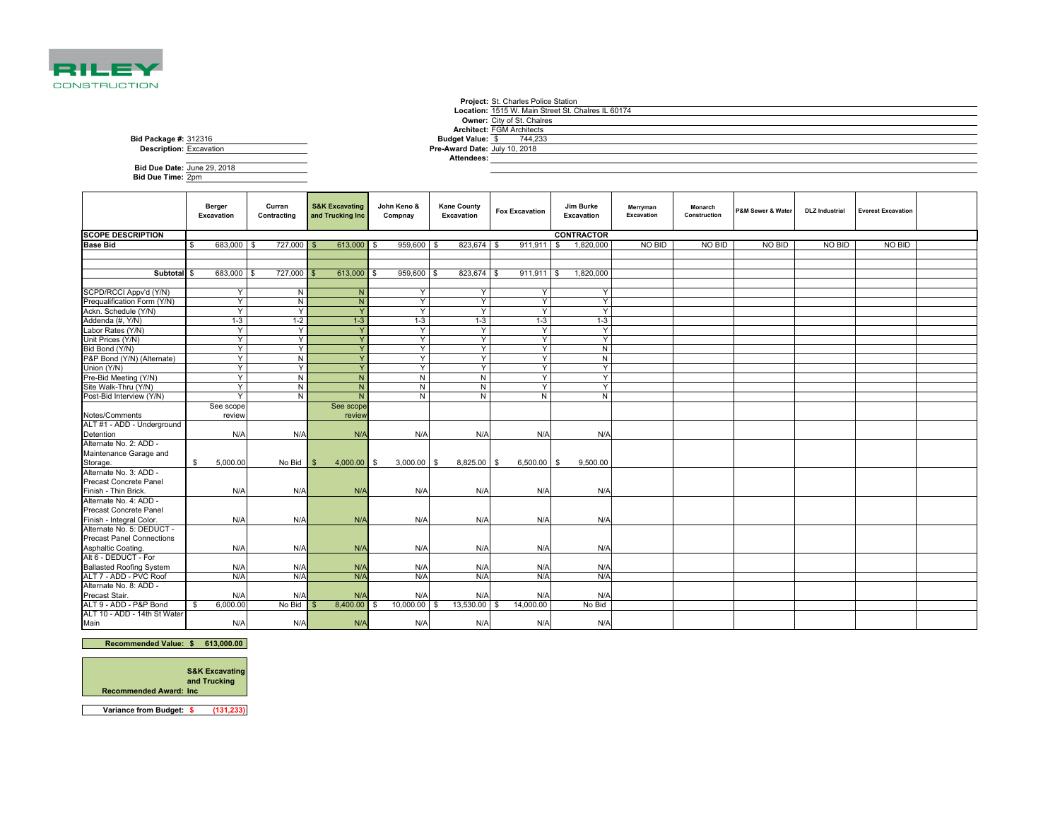RILEY CONSTRUCTION

**Project:** St. Charles Police Station
**Location:** 1515 W. Main Street St. Chalres IL 60174
**Owner:** City of St. Chalres
**Architect:** FGM Architects
**Budget Value:** $ 744,233
**Pre-Award Date:** July 10, 2018
**Attendees:**

**Bid Package #:** 312316
**Description:** Excavation

**Bid Due Date:** June 29, 2018
**Bid Due Time:** 2pm

| | Berger Excavation | Curran Contracting | S&K Excavating and Trucking Inc | John Keno & Compnay | Kane County Excavation | Fox Excavation | Jim Burke Excavation | Merryman Excavation | Monarch Construction | P&M Sewer & Water | DLZ Industrial | Everest Excavation | |
|---|---|---|---|---|---|---|---|---|---|---|---|---|---|
| **SCOPE DESCRIPTION** | | | | | | | **CONTRACTOR** | | | | | | |
| **Base Bid** | $ 683,000 | $ 727,000 | $ 613,000 | $ 959,600 | $ 823,674 | $ 911,911 | $ 1,820,000 | NO BID | NO BID | NO BID | NO BID | NO BID | |
| | | | | | | | | | | | | | |
| **Subtotal** | $ 683,000 | $ 727,000 | $ 613,000 | $ 959,600 | $ 823,674 | $ 911,911 | $ 1,820,000 | | | | | | |
| SCPD/RCCI Appv'd (Y/N) | Y | N | N | Y | Y | Y | Y | | | | | | |
| Prequalification Form (Y/N) | Y | N | N | Y | Y | Y | Y | | | | | | |
| Ackn. Schedule (Y/N) | Y | Y | Y | Y | Y | Y | Y | | | | | | |
| Addenda (#, Y/N) | 1-3 | 1-2 | 1-3 | 1-3 | 1-3 | 1-3 | 1-3 | | | | | | |
| Labor Rates (Y/N) | Y | Y | Y | Y | Y | Y | Y | | | | | | |
| Unit Prices (Y/N) | Y | Y | Y | Y | Y | Y | Y | | | | | | |
| Bid Bond (Y/N) | Y | Y | Y | Y | Y | Y | N | | | | | | |
| P&P Bond (Y/N) (Alternate) | Y | N | Y | Y | Y | Y | N | | | | | | |
| Union (Y/N) | Y | Y | Y | Y | Y | Y | Y | | | | | | |
| Pre-Bid Meeting (Y/N) | Y | N | N | N | N | Y | Y | | | | | | |
| Site Walk-Thru (Y/N) | Y | N | N | N | N | Y | Y | | | | | | |
| Post-Bid Interview (Y/N) | Y | N | N | N | N | N | N | | | | | | |
| Notes/Comments | See scope review | | See scope review | | | | | | | | | | |
| ALT #1 - ADD - Underground Detention | N/A | N/A | N/A | N/A | N/A | N/A | N/A | | | | | | |
| Alternate No. 2: ADD - Maintenance Garage and Storage. | $ 5,000.00 | No Bid | $ 4,000.00 | $ 3,000.00 | $ 8,825.00 | $ 6,500.00 | $ 9,500.00 | | | | | | |
| Alternate No. 3: ADD - Precast Concrete Panel Finish - Thin Brick. | N/A | N/A | N/A | N/A | N/A | N/A | N/A | | | | | | |
| Alternate No. 4: ADD - Precast Concrete Panel Finish - Integral Color. | N/A | N/A | N/A | N/A | N/A | N/A | N/A | | | | | | |
| Alternate No. 5: DEDUCT - Precast Panel Connections Asphaltic Coating. | N/A | N/A | N/A | N/A | N/A | N/A | N/A | | | | | | |
| Alt 6 - DEDUCT - For Ballasted Roofing System | N/A | N/A | N/A | N/A | N/A | N/A | N/A | | | | | | |
| ALT 7 - ADD - PVC Roof | N/A | N/A | N/A | N/A | N/A | N/A | N/A | | | | | | |
| Alternate No. 8: ADD - Precast Stair. | N/A | N/A | N/A | N/A | N/A | N/A | N/A | | | | | | |
| ALT 9 - ADD - P&P Bond | $ 6,000.00 | No Bid | $ 8,400.00 | $ 10,000.00 | $ 13,530.00 | $ 14,000.00 | No Bid | | | | | | |
| ALT 10 - ADD - 14th St Water Main | N/A | N/A | N/A | N/A | N/A | N/A | N/A | | | | | | |

**Recommended Value: $ 613,000.00**

**Recommended Award: S&K Excavating and Trucking Inc**

**Variance from Budget: $ (131,233)**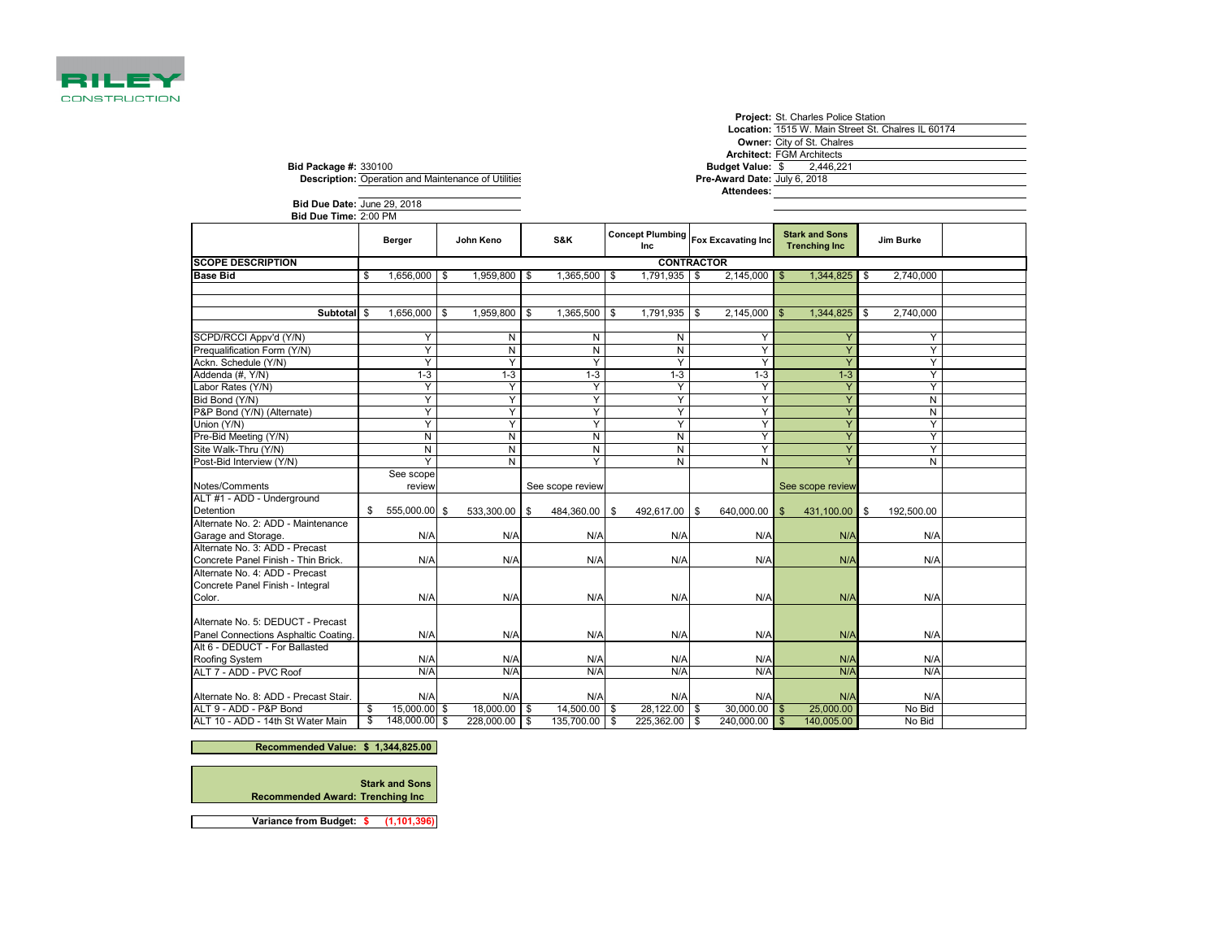**RILEY**
CONSTRUCTION

**Project:** St. Charles Police Station
**Location:** 1515 W. Main Street St. Chalres IL 60174
**Owner:** City of St. Chalres
**Architect:** FGM Architects
**Budget Value:** $ 2,446,221
**Pre-Award Date:** July 6, 2018
**Attendees:**

**Bid Package #:** 330100
**Description:** Operation and Maintenance of Utilities

**Bid Due Date:** June 29, 2018
**Bid Due Time:** 2:00 PM

| | Berger | John Keno | S&K | Concept Plumbing Inc | Fox Excavating Inc | Stark and Sons Trenching Inc | Jim Burke | |
|---|---|---|---|---|---|---|---|---|
| **SCOPE DESCRIPTION** | **CONTRACTOR** | | | | | | | |
| **Base Bid** | $ 1,656,000 | $ 1,959,800 | $ 1,365,500 | $ 1,791,935 | $ 2,145,000 | $ 1,344,825 | $ 2,740,000 | |
| | | | | | | | | |
| | | | | | | | | |
| **Subtotal** | $ 1,656,000 | $ 1,959,800 | $ 1,365,500 | $ 1,791,935 | $ 2,145,000 | $ 1,344,825 | $ 2,740,000 | |
| | | | | | | | | |
| SCPD/RCCI Appv'd (Y/N) | Y | N | N | N | Y | Y | Y | |
| Prequalification Form (Y/N) | Y | N | N | N | Y | Y | Y | |
| Ackn. Schedule (Y/N) | Y | Y | Y | Y | Y | Y | Y | |
| Addenda (#, Y/N) | 1-3 | 1-3 | 1-3 | 1-3 | 1-3 | 1-3 | Y | |
| Labor Rates (Y/N) | Y | Y | Y | Y | Y | Y | Y | |
| Bid Bond (Y/N) | Y | Y | Y | Y | Y | Y | N | |
| P&P Bond (Y/N) (Alternate) | Y | Y | Y | Y | Y | Y | N | |
| Union (Y/N) | Y | Y | Y | Y | Y | Y | Y | |
| Pre-Bid Meeting (Y/N) | N | N | N | N | Y | Y | Y | |
| Site Walk-Thru (Y/N) | N | N | N | N | Y | Y | Y | |
| Post-Bid Interview (Y/N) | Y | N | Y | N | N | Y | N | |
| Notes/Comments | See scope review | | See scope review | | | See scope review | | |
| ALT #1 - ADD - Underground Detention | $ 555,000.00 | $ 533,300.00 | $ 484,360.00 | $ 492,617.00 | $ 640,000.00 | $ 431,100.00 | $ 192,500.00 | |
| Alternate No. 2: ADD - Maintenance Garage and Storage. | N/A | N/A | N/A | N/A | N/A | N/A | N/A | |
| Alternate No. 3: ADD - Precast Concrete Panel Finish - Thin Brick. | N/A | N/A | N/A | N/A | N/A | N/A | N/A | |
| Alternate No. 4: ADD - Precast Concrete Panel Finish - Integral Color. | N/A | N/A | N/A | N/A | N/A | N/A | N/A | |
| Alternate No. 5: DEDUCT - Precast Panel Connections Asphaltic Coating. | N/A | N/A | N/A | N/A | N/A | N/A | N/A | |
| Alt 6 - DEDUCT - For Ballasted Roofing System | N/A | N/A | N/A | N/A | N/A | N/A | N/A | |
| ALT 7 - ADD - PVC Roof | N/A | N/A | N/A | N/A | N/A | N/A | N/A | |
| Alternate No. 8: ADD - Precast Stair. | N/A | N/A | N/A | N/A | N/A | N/A | N/A | |
| ALT 9 - ADD - P&P Bond | $ 15,000.00 | $ 18,000.00 | $ 14,500.00 | $ 28,122.00 | $ 30,000.00 | $ 25,000.00 | No Bid | |
| ALT 10 - ADD - 14th St Water Main | $ 148,000.00 | $ 228,000.00 | $ 135,700.00 | $ 225,362.00 | $ 240,000.00 | $ 140,005.00 | No Bid | |

**Recommended Value: $ 1,344,825.00**

**Recommended Award: Stark and Sons Trenching Inc**

**Variance from Budget: $ (1,101,396)**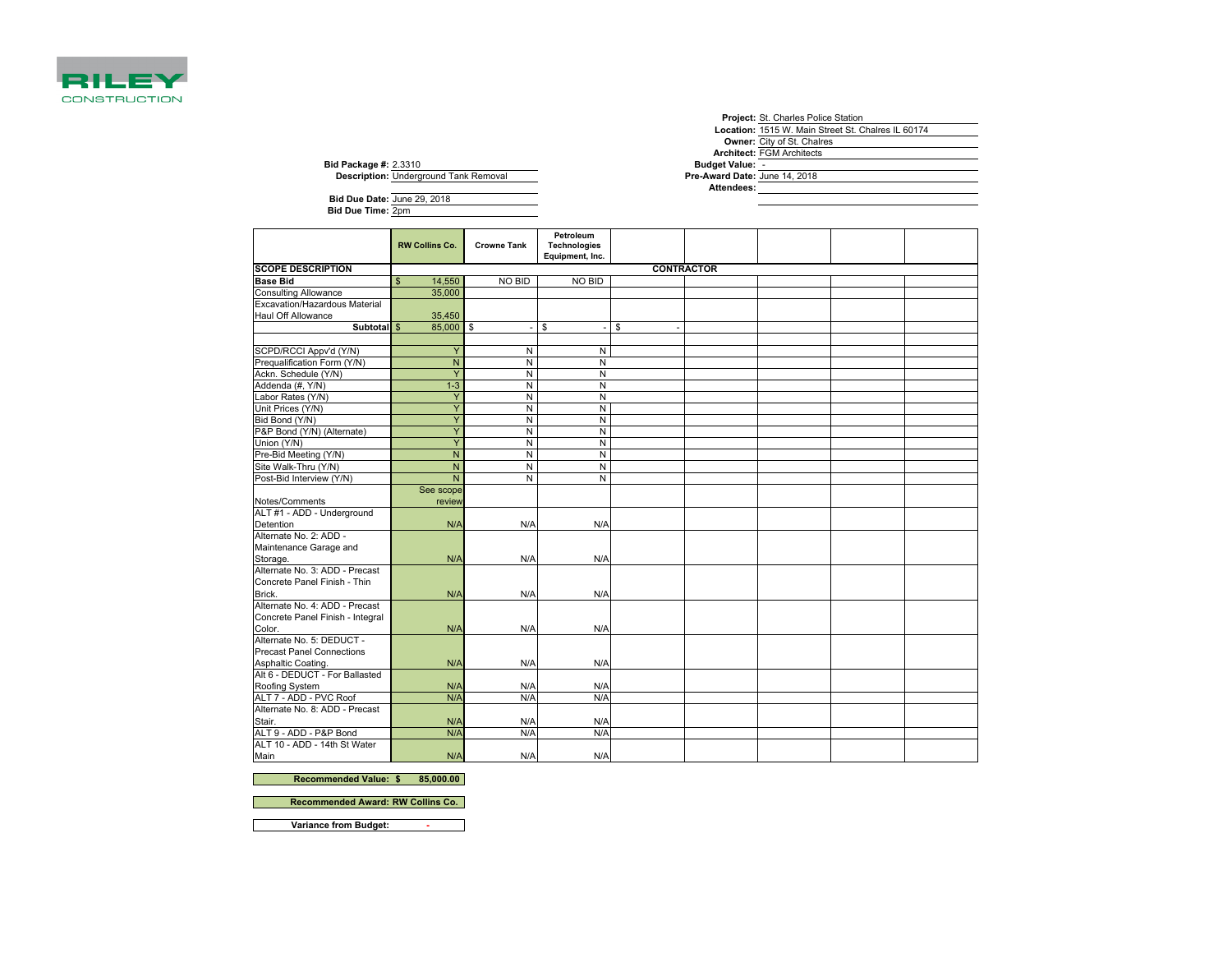RILEY CONSTRUCTION

**Project:** St. Charles Police Station
**Location:** 1515 W. Main Street St. Chalres IL 60174
**Owner:** City of St. Chalres
**Architect:** FGM Architects
**Budget Value:** -
**Pre-Award Date:** June 14, 2018
**Attendees:**

**Bid Package #:** 2.3310
**Description:** Underground Tank Removal

**Bid Due Date:** June 29, 2018
**Bid Due Time:** 2pm

| | RW Collins Co. | Crowne Tank | Petroleum Technologies Equipment, Inc. | | | | | |
|---|---|---|---|---|---|---|---|---|
| **SCOPE DESCRIPTION** | **CONTRACTOR** | | | | | | | |
| **Base Bid** | $ 14,550 | NO BID | NO BID | | | | | |
| Consulting Allowance | 35,000 | | | | | | | |
| Excavation/Hazardous Material Haul Off Allowance | 35,450 | | | | | | | |
| **Subtotal** | $ 85,000 | $ - | $ - | $ - | | | | |
| | | | | | | | | |
| SCPD/RCCI Appv'd (Y/N) | Y | N | N | | | | | |
| Prequalification Form (Y/N) | N | N | N | | | | | |
| Ackn. Schedule (Y/N) | Y | N | N | | | | | |
| Addenda (#, Y/N) | 1-3 | N | N | | | | | |
| Labor Rates (Y/N) | Y | N | N | | | | | |
| Unit Prices (Y/N) | Y | N | N | | | | | |
| Bid Bond (Y/N) | Y | N | N | | | | | |
| P&P Bond (Y/N) (Alternate) | Y | N | N | | | | | |
| Union (Y/N) | Y | N | N | | | | | |
| Pre-Bid Meeting (Y/N) | N | N | N | | | | | |
| Site Walk-Thru (Y/N) | N | N | N | | | | | |
| Post-Bid Interview (Y/N) | N | N | N | | | | | |
| Notes/Comments | See scope review | | | | | | | |
| ALT #1 - ADD - Underground Detention | N/A | N/A | N/A | | | | | |
| Alternate No. 2: ADD - Maintenance Garage and Storage. | N/A | N/A | N/A | | | | | |
| Alternate No. 3: ADD - Precast Concrete Panel Finish - Thin Brick. | N/A | N/A | N/A | | | | | |
| Alternate No. 4: ADD - Precast Concrete Panel Finish - Integral Color. | N/A | N/A | N/A | | | | | |
| Alternate No. 5: DEDUCT - Precast Panel Connections Asphaltic Coating. | N/A | N/A | N/A | | | | | |
| Alt 6 - DEDUCT - For Ballasted Roofing System | N/A | N/A | N/A | | | | | |
| ALT 7 - ADD - PVC Roof | N/A | N/A | N/A | | | | | |
| Alternate No. 8: ADD - Precast Stair. | N/A | N/A | N/A | | | | | |
| ALT 9 - ADD - P&P Bond | N/A | N/A | N/A | | | | | |
| ALT 10 - ADD - 14th St Water Main | N/A | N/A | N/A | | | | | |

**Recommended Value: $ 85,000.00**

**Recommended Award: RW Collins Co.**

**Variance from Budget:** -